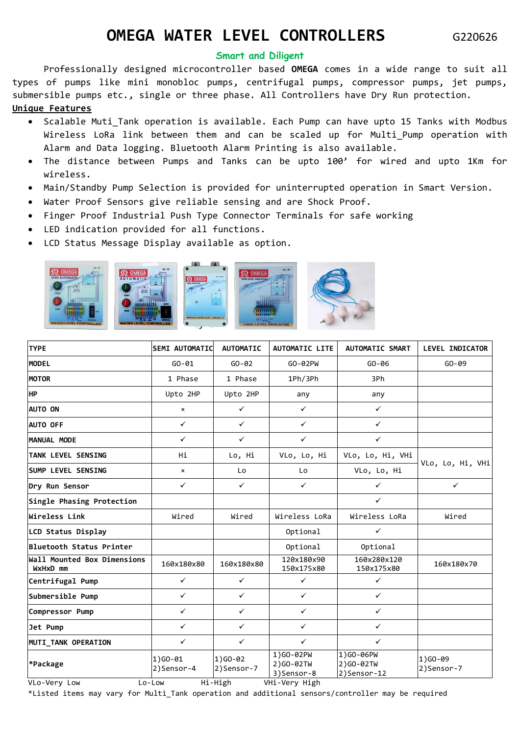# OMEGA WATER LEVEL CONTROLLERS

G220626

**Smart and Diligent**

Professionally designed microcontroller based **OMEGA** comes in a wide range to suit all types of pumps like mini monobloc pumps, centrifugal pumps, compressor pumps, jet pumps, submersible pumps etc., single or three phase. All Controllers have Dry Run protection.

**Unique Features**

- Scalable Muti_Tank operation is available. Each Pump can have upto 15 Tanks with Modbus Wireless LoRa link between them and can be scaled up for Multi_Pump operation with Alarm and Data logging. Bluetooth Alarm Printing is also available.
- The distance between Pumps and Tanks can be upto 100’ for wired and upto 1Km for wireless.
- Main/Standby Pump Selection is provided for uninterrupted operation in Smart Version.
- Water Proof Sensors give reliable sensing and are Shock Proof.
- Finger Proof Industrial Push Type Connector Terminals for safe working
- LED indication provided for all functions.
- LCD Status Message Display available as option.

| TYPE | SEMI AUTOMATIC | AUTOMATIC | AUTOMATIC LITE | AUTOMATIC SMART | LEVEL INDICATOR |
|---|---|---|---|---|---|
| MODEL | GO-01 | GO-02 | GO-02PW | GO-06 | GO-09 |
| MOTOR | 1 Phase | 1 Phase | 1Ph/3Ph | 3Ph | |
| HP | Upto 2HP | Upto 2HP | any | any | |
| AUTO ON | × | ✓ | ✓ | ✓ | |
| AUTO OFF | ✓ | ✓ | ✓ | ✓ | |
| MANUAL MODE | ✓ | ✓ | ✓ | ✓ | |
| TANK LEVEL SENSING | Hi | Lo, Hi | VLo, Lo, Hi | VLo, Lo, Hi, VHi | VLo, Lo, Hi, VHi |
| SUMP LEVEL SENSING | × | Lo | Lo | VLo, Lo, Hi | |
| Dry Run Sensor | ✓ | ✓ | ✓ | ✓ | ✓ |
| Single Phasing Protection | | | | ✓ | |
| Wireless Link | Wired | Wired | Wireless LoRa | Wireless LoRa | Wired |
| LCD Status Display | | | Optional | ✓ | |
| Bluetooth Status Printer | | | Optional | Optional | |
| Wall Mounted Box Dimensions WxHxD mm | 160x180x80 | 160x180x80 | 120x180x90 150x175x80 | 160x280x120 150x175x80 | 160x180x70 |
| Centrifugal Pump | ✓ | ✓ | ✓ | ✓ | |
| Submersible Pump | ✓ | ✓ | ✓ | ✓ | |
| Compressor Pump | ✓ | ✓ | ✓ | ✓ | |
| Jet Pump | ✓ | ✓ | ✓ | ✓ | |
| MUTI_TANK OPERATION | ✓ | ✓ | ✓ | ✓ | |
| *Package | 1)GO-01 2)Sensor-4 | 1)GO-02 2)Sensor-7 | 1)GO-02PW 2)GO-02TW 3)Sensor-8 | 1)GO-06PW 2)GO-02TW 2)Sensor-12 | 1)GO-09 2)Sensor-7 |

VLo-Very Low Lo-Low Hi-High VHi-Very High

*Listed items may vary for Multi_Tank operation and additional sensors/controller may be required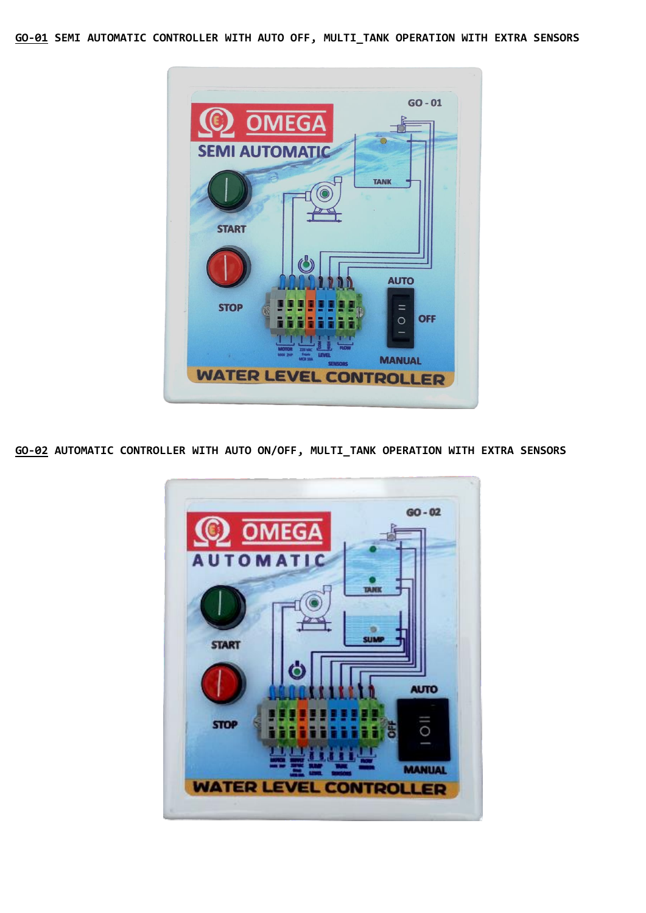**GO-01** SEMI AUTOMATIC CONTROLLER WITH AUTO OFF, MULTI_TANK OPERATION WITH EXTRA SENSORS

**GO-02** AUTOMATIC CONTROLLER WITH AUTO ON/OFF, MULTI_TANK OPERATION WITH EXTRA SENSORS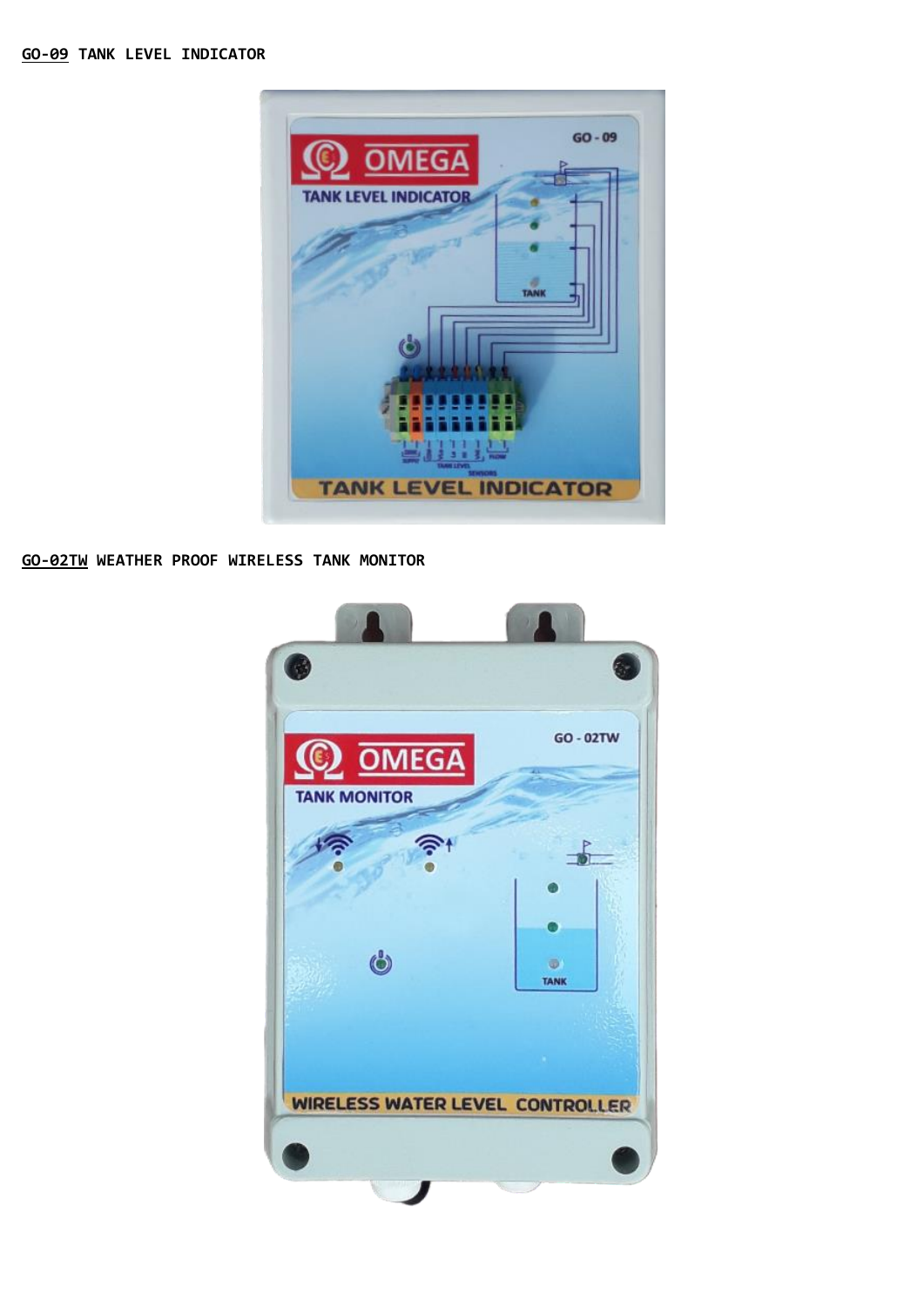**<u>GO-09</u> TANK LEVEL INDICATOR**

**<u>GO-02TW</u> WEATHER PROOF WIRELESS TANK MONITOR**